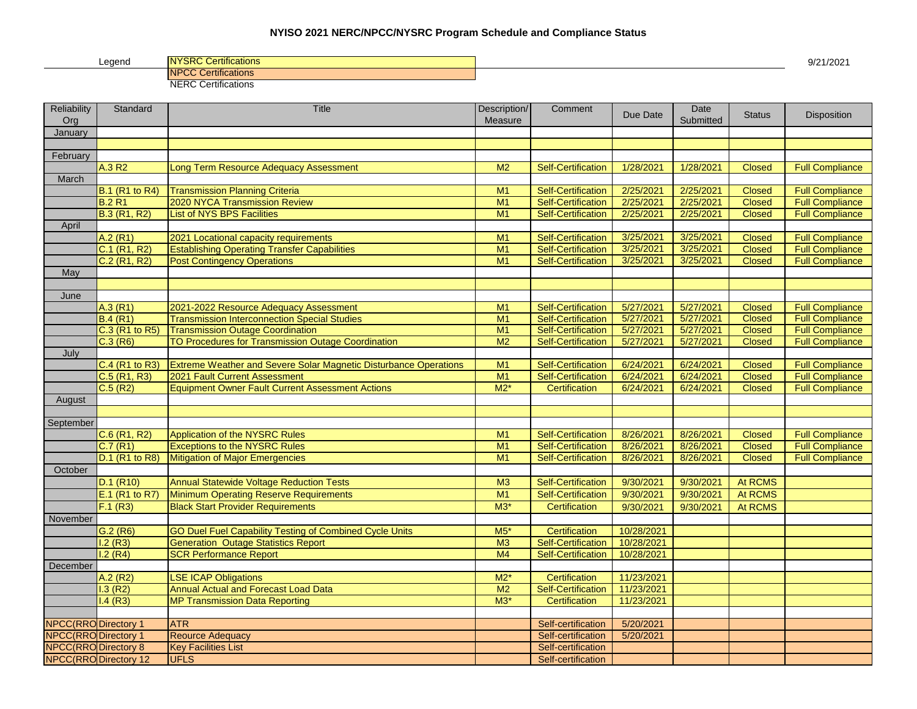# NYISO 2021 NERC/NPCC/NYSRC Program Schedule and Compliance Status

Legend: NYSRC Certifications | NPCC Certifications | NERC Certifications

9/21/2021

| Reliability Org | Standard | Title | Description/ Measure | Comment | Due Date | Date Submitted | Status | Disposition |
|---|---|---|---|---|---|---|---|---|
| January | | | | | | | | |
| | | | | | | | | |
| February | | | | | | | | |
| | A.3 R2 | Long Term Resource Adequacy Assessment | M2 | Self-Certification | 1/28/2021 | 1/28/2021 | Closed | Full Compliance |
| March | | | | | | | | |
| | B.1 (R1 to R4) | Transmission Planning Criteria | M1 | Self-Certification | 2/25/2021 | 2/25/2021 | Closed | Full Compliance |
| | B.2 R1 | 2020 NYCA Transmission Review | M1 | Self-Certification | 2/25/2021 | 2/25/2021 | Closed | Full Compliance |
| | B.3 (R1, R2) | List of NYS BPS Facilities | M1 | Self-Certification | 2/25/2021 | 2/25/2021 | Closed | Full Compliance |
| April | | | | | | | | |
| | A.2 (R1) | 2021 Locational capacity requirements | M1 | Self-Certification | 3/25/2021 | 3/25/2021 | Closed | Full Compliance |
| | C.1 (R1, R2) | Establishing Operating Transfer Capabilities | M1 | Self-Certification | 3/25/2021 | 3/25/2021 | Closed | Full Compliance |
| | C.2 (R1, R2) | Post Contingency Operations | M1 | Self-Certification | 3/25/2021 | 3/25/2021 | Closed | Full Compliance |
| May | | | | | | | | |
| | | | | | | | | |
| June | | | | | | | | |
| | A.3 (R1) | 2021-2022 Resource Adequacy Assessment | M1 | Self-Certification | 5/27/2021 | 5/27/2021 | Closed | Full Compliance |
| | B.4 (R1) | Transmission Interconnection Special Studies | M1 | Self-Certification | 5/27/2021 | 5/27/2021 | Closed | Full Compliance |
| | C.3 (R1 to R5) | Transmission Outage Coordination | M1 | Self-Certification | 5/27/2021 | 5/27/2021 | Closed | Full Compliance |
| | C.3 (R6) | TO Procedures for Transmission Outage Coordination | M2 | Self-Certification | 5/27/2021 | 5/27/2021 | Closed | Full Compliance |
| July | | | | | | | | |
| | C.4 (R1 to R3) | Extreme Weather and Severe Solar Magnetic Disturbance Operations | M1 | Self-Certification | 6/24/2021 | 6/24/2021 | Closed | Full Compliance |
| | C.5 (R1, R3) | 2021 Fault Current Assessment | M1 | Self-Certification | 6/24/2021 | 6/24/2021 | Closed | Full Compliance |
| | C.5 (R2) | Equipment Owner Fault Current Assessment Actions | M2* | Certification | 6/24/2021 | 6/24/2021 | Closed | Full Compliance |
| August | | | | | | | | |
| | | | | | | | | |
| September | | | | | | | | |
| | C.6 (R1, R2) | Application of the NYSRC Rules | M1 | Self-Certification | 8/26/2021 | 8/26/2021 | Closed | Full Compliance |
| | C.7 (R1) | Exceptions to the NYSRC Rules | M1 | Self-Certification | 8/26/2021 | 8/26/2021 | Closed | Full Compliance |
| | D.1 (R1 to R8) | Mitigation of Major Emergencies | M1 | Self-Certification | 8/26/2021 | 8/26/2021 | Closed | Full Compliance |
| October | | | | | | | | |
| | D.1 (R10) | Annual Statewide Voltage Reduction Tests | M3 | Self-Certification | 9/30/2021 | 9/30/2021 | At RCMS | |
| | E.1 (R1 to R7) | Minimum Operating Reserve Requirements | M1 | Self-Certification | 9/30/2021 | 9/30/2021 | At RCMS | |
| | F.1 (R3) | Black Start Provider Requirements | M3* | Certification | 9/30/2021 | 9/30/2021 | At RCMS | |
| November | | | | | | | | |
| | G.2 (R6) | GO Duel Fuel Capability Testing of Combined Cycle Units | M5* | Certification | 10/28/2021 | | | |
| | I.2 (R3) | Generation Outage Statistics Report | M3 | Self-Certification | 10/28/2021 | | | |
| | I.2 (R4) | SCR Performance Report | M4 | Self-Certification | 10/28/2021 | | | |
| December | | | | | | | | |
| | A.2 (R2) | LSE ICAP Obligations | M2* | Certification | 11/23/2021 | | | |
| | I.3 (R2) | Annual Actual and Forecast Load Data | M2 | Self-Certification | 11/23/2021 | | | |
| | I.4 (R3) | MP Transmission Data Reporting | M3* | Certification | 11/23/2021 | | | |
| | | | | | | | | |
| NPCC(RRO | Directory 1 | ATR | | Self-certification | 5/20/2021 | | | |
| NPCC(RRO | Directory 1 | Reource Adequacy | | Self-certification | 5/20/2021 | | | |
| NPCC(RRO | Directory 8 | Key Facilities List | | Self-certification | | | | |
| NPCC(RRO | Directory 12 | UFLS | | Self-certification | | | | |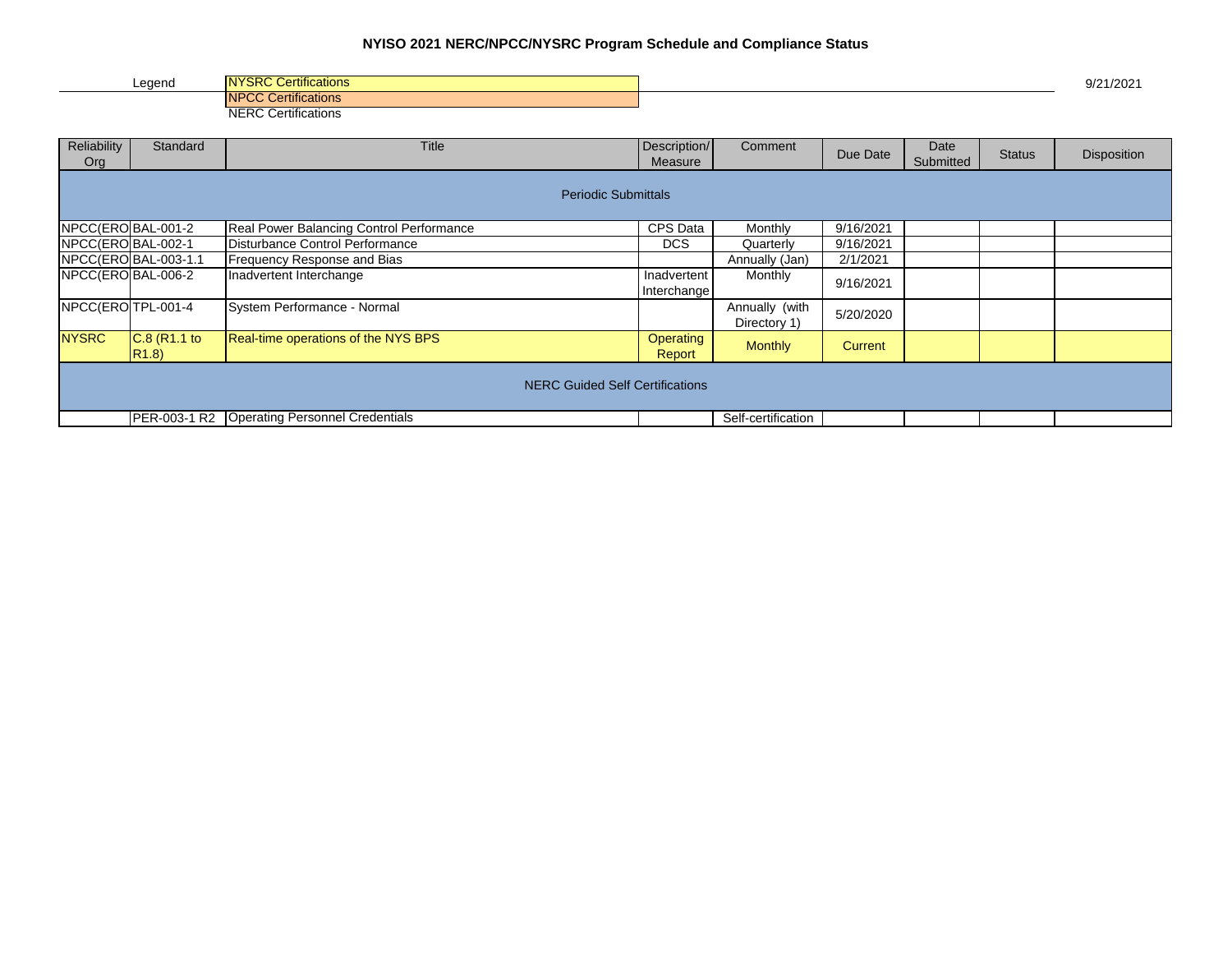# NYISO 2021 NERC/NPCC/NYSRC Program Schedule and Compliance Status

Legend: NYSRC Certifications / NPCC Certifications / NERC Certifications

9/21/2021

| Reliability Org | Standard | Title | Description/ Measure | Comment | Due Date | Date Submitted | Status | Disposition |
|---|---|---|---|---|---|---|---|---|
| **Periodic Submittals** | | | | | | | | |
| NPCC(ERO | BAL-001-2 | Real Power Balancing Control Performance | CPS Data | Monthly | 9/16/2021 | | | |
| NPCC(ERO | BAL-002-1 | Disturbance Control Performance | DCS | Quarterly | 9/16/2021 | | | |
| NPCC(ERO | BAL-003-1.1 | Frequency Response and Bias | | Annually (Jan) | 2/1/2021 | | | |
| NPCC(ERO | BAL-006-2 | Inadvertent Interchange | Inadvertent Interchange | Monthly | 9/16/2021 | | | |
| NPCC(ERO | TPL-001-4 | System Performance - Normal | | Annually (with Directory 1) | 5/20/2020 | | | |
| NYSRC | C.8 (R1.1 to R1.8) | Real-time operations of the NYS BPS | Operating Report | Monthly | Current | | | |
| **NERC Guided Self Certifications** | | | | | | | | |
| | PER-003-1 R2 | Operating Personnel Credentials | | Self-certification | | | | |